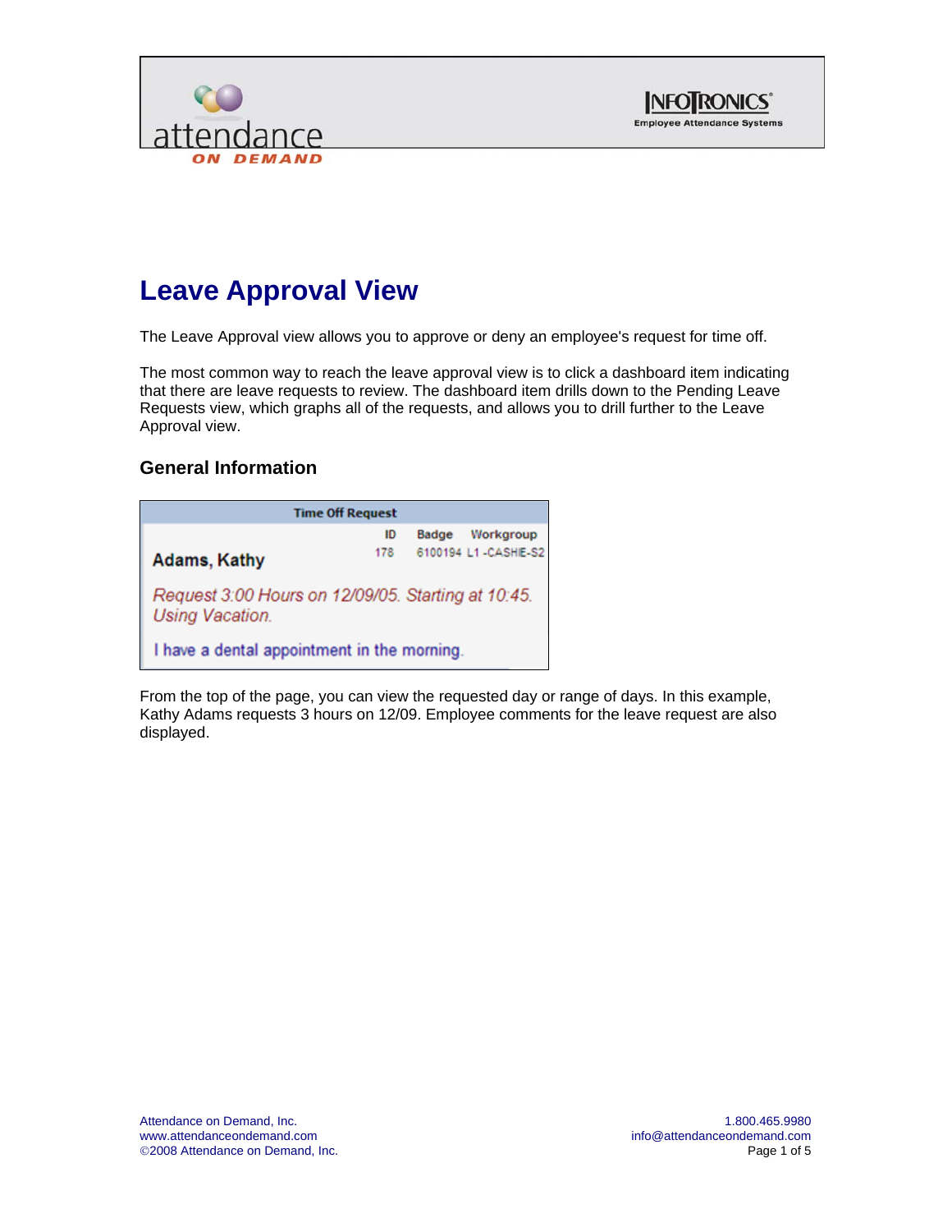# Leave Approval View

The Leave Approval view allows you to approve or deny an employee's request for time off.

The most common way to reach the leave approval view is to click a dashboard item indicating that there are leave requests to review. The dashboard item drills down to the Pending Leave Requests view, which graphs all of the requests, and allows you to drill further to the Leave Approval view.

## General Information

**Time Off Request**

| | ID | Badge | Workgroup |
|---|---|---|---|
| **Adams, Kathy** | 178 | 6100194 | L1 -CASHIE-S2 |

*Request 3:00 Hours on 12/09/05. Starting at 10:45. Using Vacation.*

I have a dental appointment in the morning.

From the top of the page, you can view the requested day or range of days. In this example, Kathy Adams requests 3 hours on 12/09. Employee comments for the leave request are also displayed.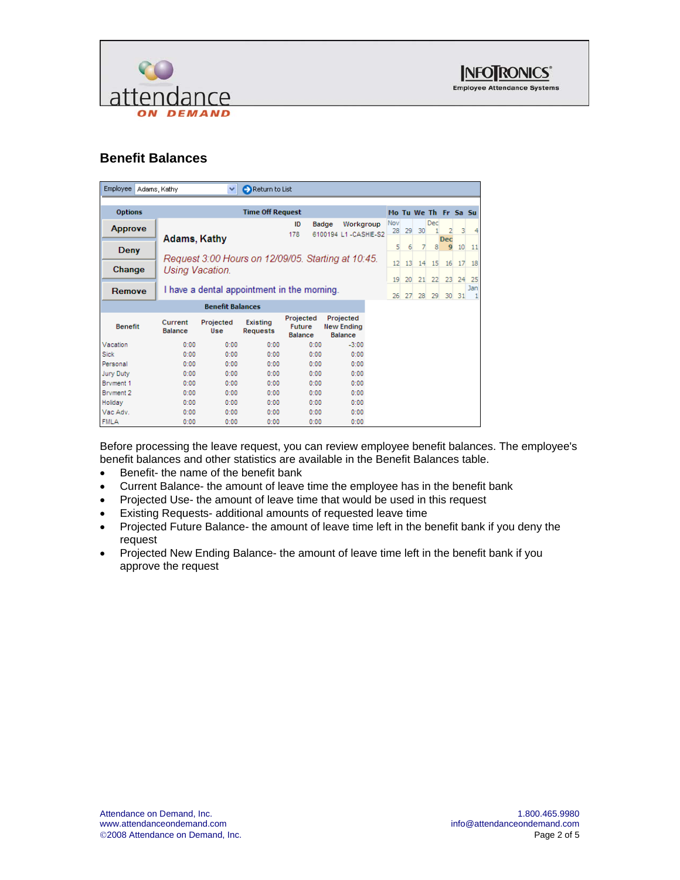## Benefit Balances

Employee: Adams, Kathy — Return to List

**Options:** Approve | Deny | Change | Remove

**Time Off Request**

| ID | Badge | Workgroup |
|---|---|---|
| 178 | 6100194 | L1 -CASHIE-S2 |

**Adams, Kathy**

*Request 3:00 Hours on 12/09/05. Starting at 10:45. Using Vacation.*

I have a dental appointment in the morning.

| Mo | Tu | We | Th | Fr | Sa | Su |
|---|---|---|---|---|---|---|
| Nov 28 | 29 | 30 | Dec 1 | 2 | 3 | 4 |
| 5 | 6 | 7 | 8 | Dec 9 | 10 | 11 |
| 12 | 13 | 14 | 15 | 16 | 17 | 18 |
| 19 | 20 | 21 | 22 | 23 | 24 | 25 |
| 26 | 27 | 28 | 29 | 30 | 31 | Jan 1 |

**Benefit Balances**

| Benefit | Current Balance | Projected Use | Existing Requests | Projected Future Balance | Projected New Ending Balance |
|---|---|---|---|---|---|
| Vacation | 0:00 | 0:00 | 0:00 | 0:00 | -3:00 |
| Sick | 0:00 | 0:00 | 0:00 | 0:00 | 0:00 |
| Personal | 0:00 | 0:00 | 0:00 | 0:00 | 0:00 |
| Jury Duty | 0:00 | 0:00 | 0:00 | 0:00 | 0:00 |
| Brvment 1 | 0:00 | 0:00 | 0:00 | 0:00 | 0:00 |
| Brvment 2 | 0:00 | 0:00 | 0:00 | 0:00 | 0:00 |
| Holiday | 0:00 | 0:00 | 0:00 | 0:00 | 0:00 |
| Vac Adv. | 0:00 | 0:00 | 0:00 | 0:00 | 0:00 |
| FMLA | 0:00 | 0:00 | 0:00 | 0:00 | 0:00 |

Before processing the leave request, you can review employee benefit balances. The employee's benefit balances and other statistics are available in the Benefit Balances table.

- Benefit- the name of the benefit bank
- Current Balance- the amount of leave time the employee has in the benefit bank
- Projected Use- the amount of leave time that would be used in this request
- Existing Requests- additional amounts of requested leave time
- Projected Future Balance- the amount of leave time left in the benefit bank if you deny the request
- Projected New Ending Balance- the amount of leave time left in the benefit bank if you approve the request

Attendance on Demand, Inc.
www.attendanceondemand.com
©2008 Attendance on Demand, Inc.

1.800.465.9980
info@attendanceondemand.com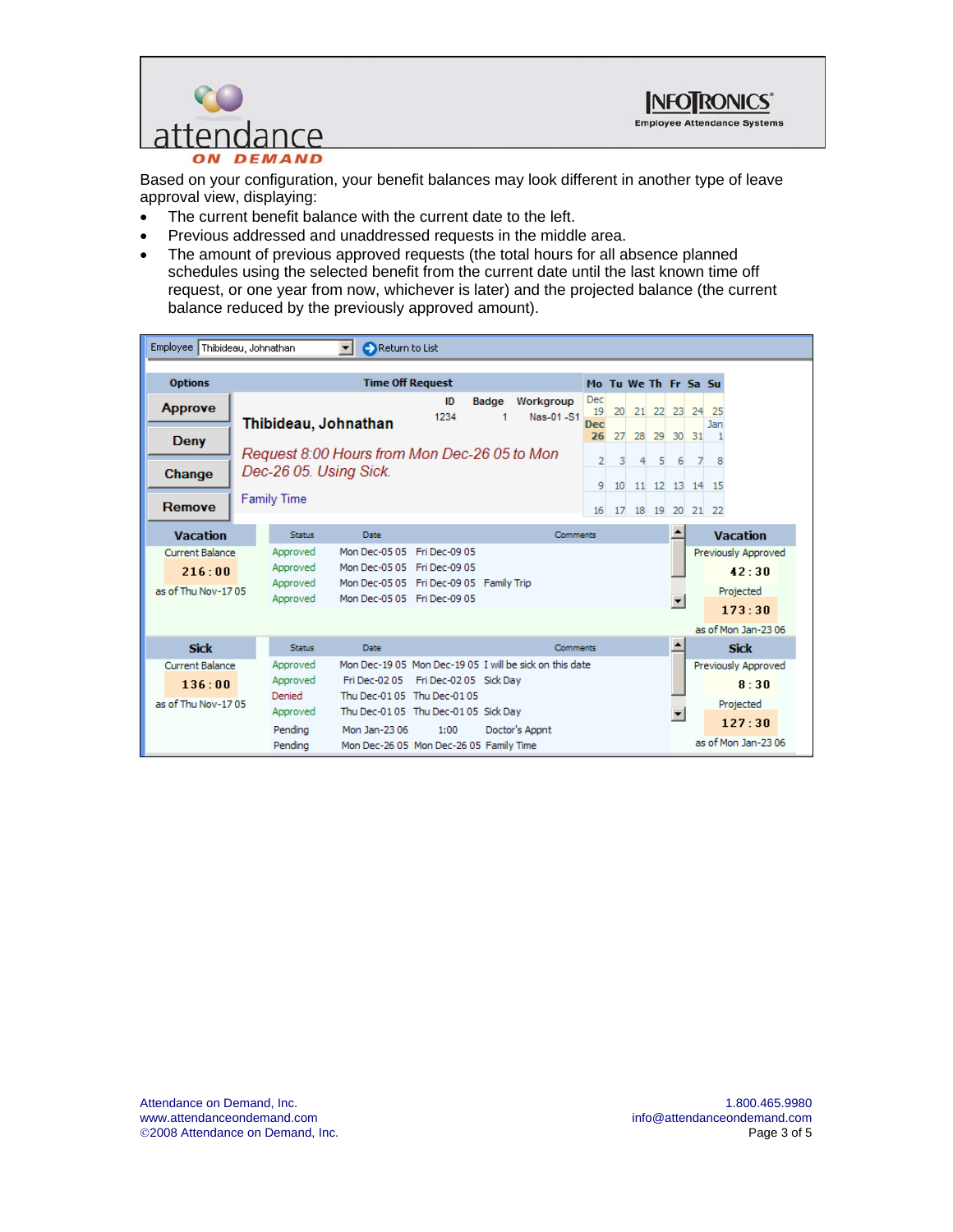Based on your configuration, your benefit balances may look different in another type of leave approval view, displaying:

- The current benefit balance with the current date to the left.
- Previous addressed and unaddressed requests in the middle area.
- The amount of previous approved requests (the total hours for all absence planned schedules using the selected benefit from the current date until the last known time off request, or one year from now, whichever is later) and the projected balance (the current balance reduced by the previously approved amount).

Employee: Thibideau, Johnathan — Return to List

**Options:** Approve | Deny | Change | Remove

**Time Off Request**

| ID | Badge | Workgroup |
|---|---|---|
| 1234 | 1 | Nas-01 -S1 |

**Thibideau, Johnathan**

*Request 8:00 Hours from Mon Dec-26 05 to Mon Dec-26 05. Using Sick.*

Family Time

| Mo | Tu | We | Th | Fr | Sa | Su |
|---|---|---|---|---|---|---|
| Dec 19 | 20 | 21 | 22 | 23 | 24 | 25 |
| Dec 26 | 27 | 28 | 29 | 30 | 31 | Jan 1 |
| 2 | 3 | 4 | 5 | 6 | 7 | 8 |
| 9 | 10 | 11 | 12 | 13 | 14 | 15 |
| 16 | 17 | 18 | 19 | 20 | 21 | 22 |

**Vacation**

Current Balance: 216:00 as of Thu Nov-17 05

| Status | Date | | Comments |
|---|---|---|---|
| Approved | Mon Dec-05 05 | Fri Dec-09 05 | |
| Approved | Mon Dec-05 05 | Fri Dec-09 05 | |
| Approved | Mon Dec-05 05 | Fri Dec-09 05 | Family Trip |
| Approved | Mon Dec-05 05 | Fri Dec-09 05 | |

Previously Approved: 42:30
Projected: 173:30 as of Mon Jan-23 06

**Sick**

Current Balance: 136:00 as of Thu Nov-17 05

| Status | Date | | Comments |
|---|---|---|---|
| Approved | Mon Dec-19 05 | Mon Dec-19 05 | I will be sick on this date |
| Approved | Fri Dec-02 05 | Fri Dec-02 05 | Sick Day |
| Denied | Thu Dec-01 05 | Thu Dec-01 05 | |
| Approved | Thu Dec-01 05 | Thu Dec-01 05 | Sick Day |
| Pending | Mon Jan-23 06 | 1:00 | Doctor's Appnt |
| Pending | Mon Dec-26 05 | Mon Dec-26 05 | Family Time |

Previously Approved: 8:30
Projected: 127:30 as of Mon Jan-23 06

Attendance on Demand, Inc.
www.attendanceondemand.com
©2008 Attendance on Demand, Inc.

1.800.465.9980
info@attendanceondemand.com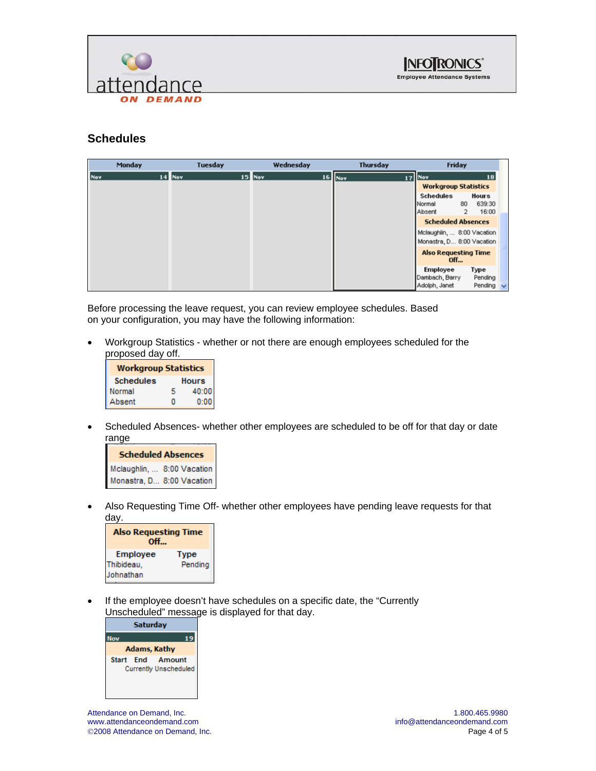## Schedules

| Monday | Tuesday | Wednesday | Thursday | Friday |
|---|---|---|---|---|
| Nov 14 | Nov 15 | Nov 16 | Nov 17 | Nov 18 |
| | | | | **Workgroup Statistics**<br>Schedules / Hours<br>Normal 80 639:30<br>Absent 2 16:00<br>**Scheduled Absences**<br>Mclaughlin, ... 8:00 Vacation<br>Monastra, D... 8:00 Vacation<br>**Also Requesting Time Off...**<br>Employee / Type<br>Dambach, Barry Pending<br>Adolph, Janet Pending |

Before processing the leave request, you can review employee schedules. Based on your configuration, you may have the following information:

- Workgroup Statistics - whether or not there are enough employees scheduled for the proposed day off.

| Workgroup Statistics | | |
|---|---|---|
| Schedules | | Hours |
| Normal | 5 | 40:00 |
| Absent | 0 | 0:00 |

- Scheduled Absences- whether other employees are scheduled to be off for that day or date range

| Scheduled Absences | |
|---|---|
| Mclaughlin, ... | 8:00 Vacation |
| Monastra, D... | 8:00 Vacation |

- Also Requesting Time Off- whether other employees have pending leave requests for that day.

| Also Requesting Time Off... | |
|---|---|
| Employee | Type |
| Thibideau, Johnathan | Pending |

- If the employee doesn't have schedules on a specific date, the "Currently Unscheduled" message is displayed for that day.

| Saturday | | |
|---|---|---|
| Nov 19 | | |
| Adams, Kathy | | |
| Start | End | Amount |
| Currently Unscheduled | | |

Attendance on Demand, Inc.
www.attendanceondemand.com
©2008 Attendance on Demand, Inc.

1.800.465.9980
info@attendanceondemand.com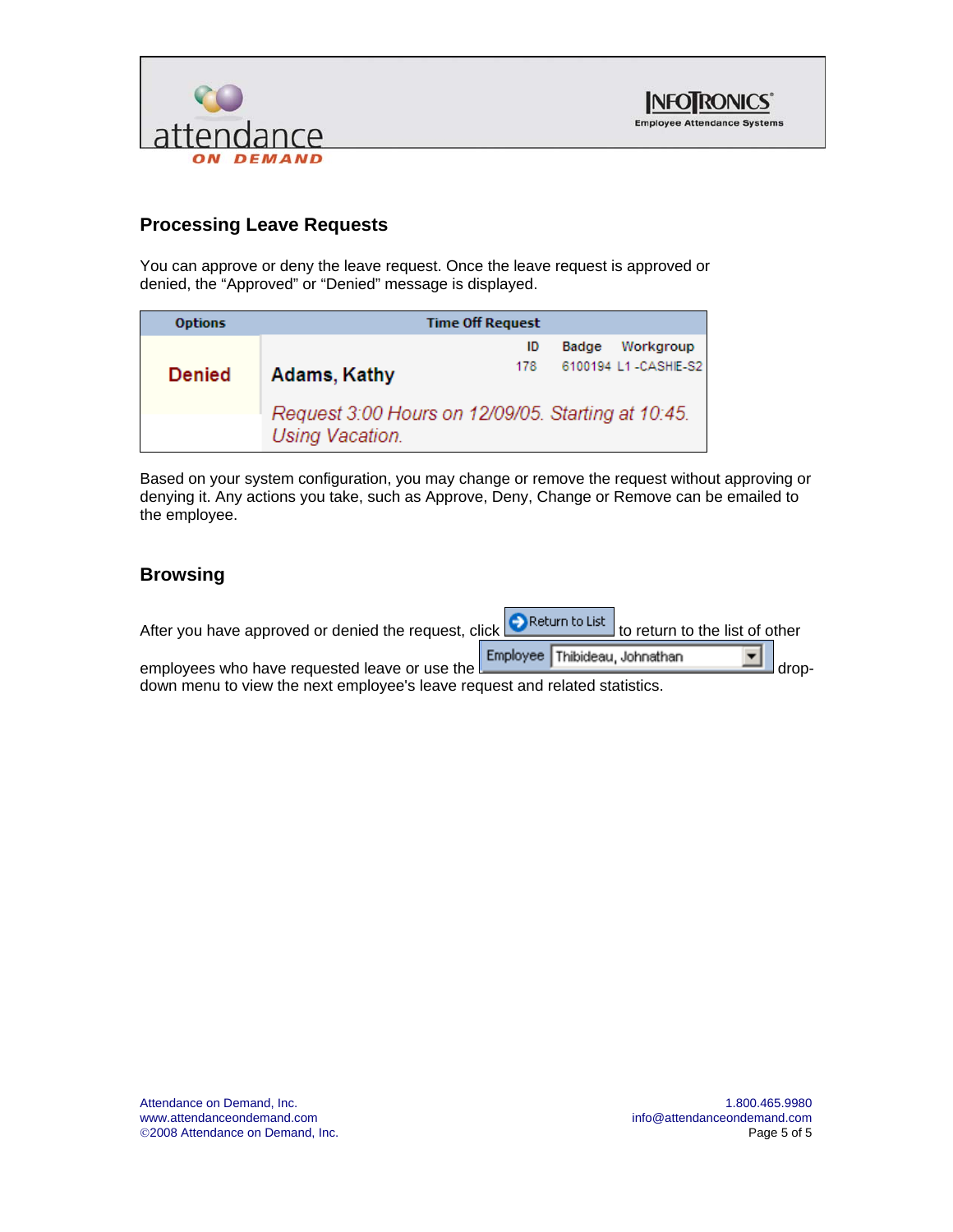## Processing Leave Requests

You can approve or deny the leave request. Once the leave request is approved or denied, the “Approved” or “Denied” message is displayed.

| Options | Time Off Request | | | |
|---|---|---|---|---|
| | | ID | Badge | Workgroup |
| Denied | Adams, Kathy | 178 | 6100194 | L1 -CASHIE-S2 |
| | *Request 3:00 Hours on 12/09/05. Starting at 10:45. Using Vacation.* | | | |

Based on your system configuration, you may change or remove the request without approving or denying it. Any actions you take, such as Approve, Deny, Change or Remove can be emailed to the employee.

## Browsing

After you have approved or denied the request, click Return to List to return to the list of other employees who have requested leave or use the Employee Thibideau, Johnathan drop-down menu to view the next employee's leave request and related statistics.

Attendance on Demand, Inc.
www.attendanceondemand.com
©2008 Attendance on Demand, Inc.

1.800.465.9980
info@attendanceondemand.com